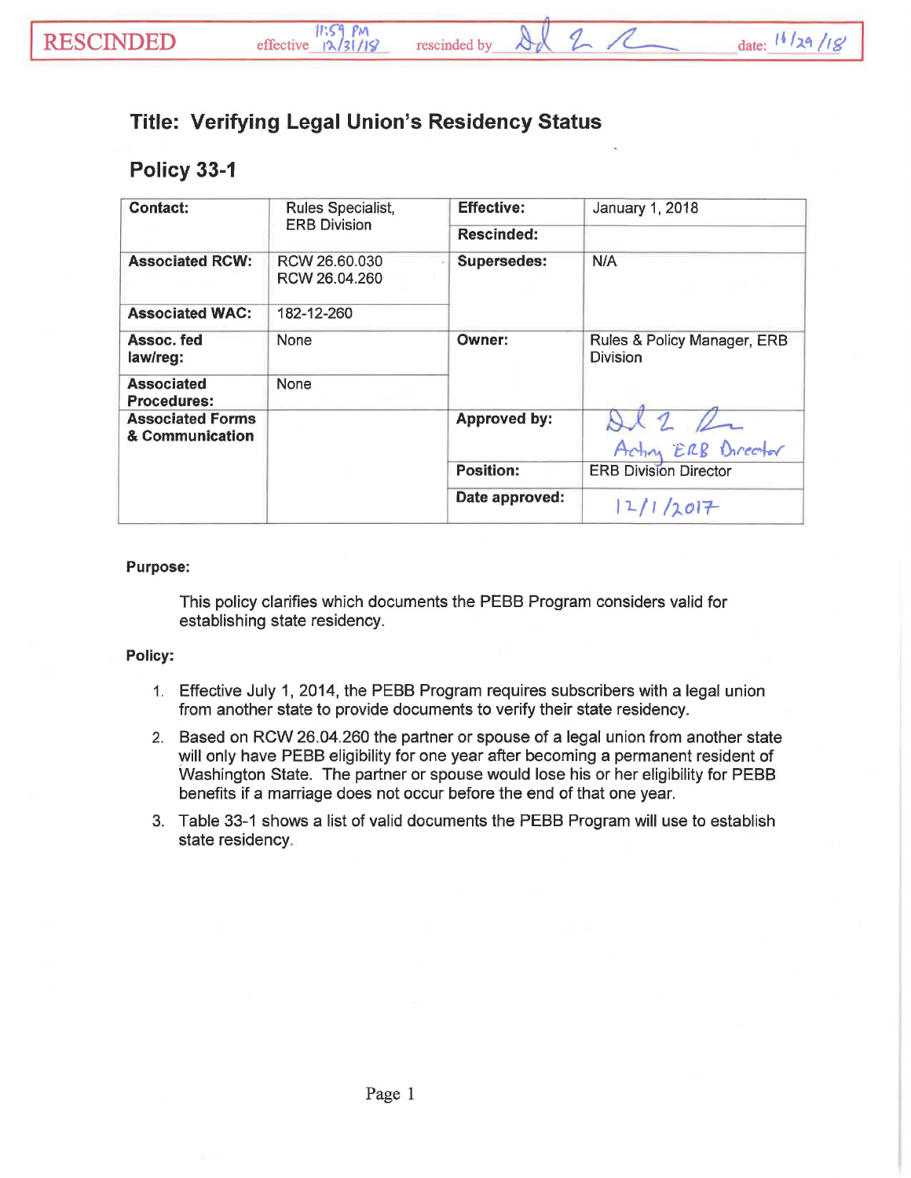RESCINDED effective 11:59 PM 12/31/18 rescinded by [signature] date: 11/29/18

## Title: Verifying Legal Union's Residency Status

## Policy 33-1

| **Contact:** | Rules Specialist, ERB Division | **Effective:** | January 1, 2018 |
|---|---|---|---|
| | | **Rescinded:** | |
| **Associated RCW:** | RCW 26.60.030<br>RCW 26.04.260 | **Supersedes:** | N/A |
| **Associated WAC:** | 182-12-260 | | |
| **Assoc. fed law/reg:** | None | **Owner:** | Rules & Policy Manager, ERB Division |
| **Associated Procedures:** | None | | |
| **Associated Forms & Communication** | | **Approved by:** | [signature]<br>Acting ERB Director |
| | | **Position:** | ERB Division Director |
| | | **Date approved:** | 12/1/2017 |

**Purpose:**

This policy clarifies which documents the PEBB Program considers valid for establishing state residency.

**Policy:**

1. Effective July 1, 2014, the PEBB Program requires subscribers with a legal union from another state to provide documents to verify their state residency.
2. Based on RCW 26.04.260 the partner or spouse of a legal union from another state will only have PEBB eligibility for one year after becoming a permanent resident of Washington State. The partner or spouse would lose his or her eligibility for PEBB benefits if a marriage does not occur before the end of that one year.
3. Table 33-1 shows a list of valid documents the PEBB Program will use to establish state residency.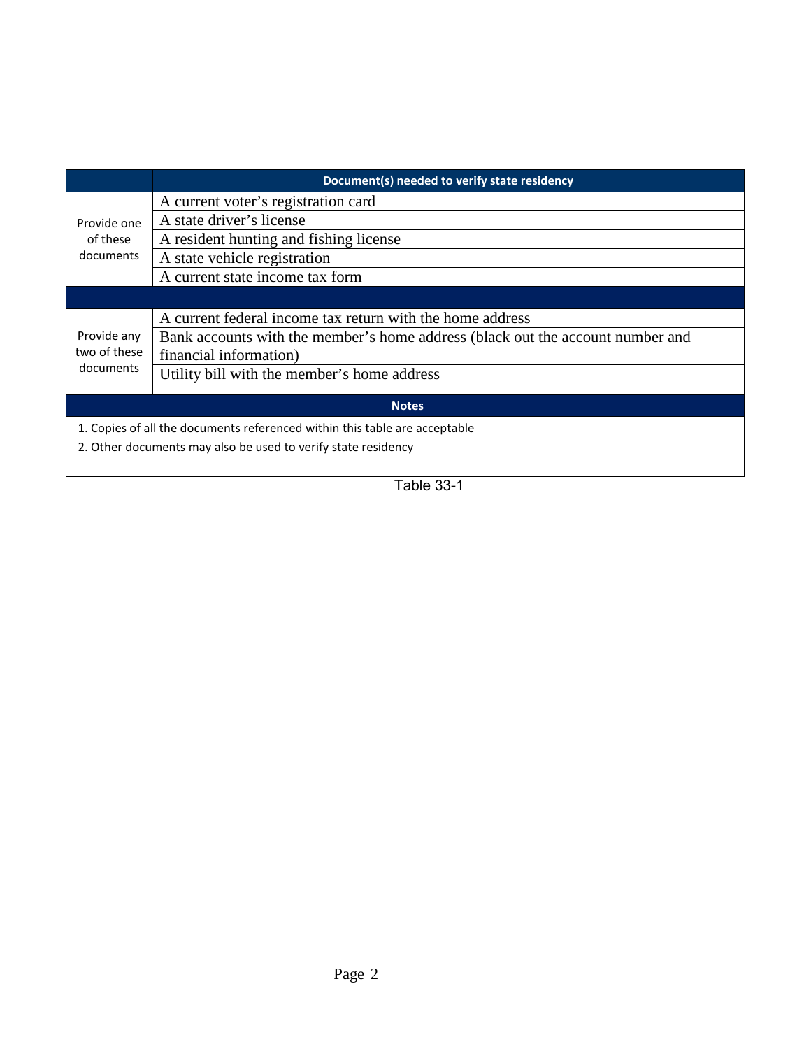| | Document(s) needed to verify state residency |
|---|---|
| Provide one of these documents | A current voter's registration card |
| | A state driver's license |
| | A resident hunting and fishing license |
| | A state vehicle registration |
| | A current state income tax form |
| | |
| Provide any two of these documents | A current federal income tax return with the home address |
| | Bank accounts with the member's home address (black out the account number and financial information) |
| | Utility bill with the member's home address |
| **Notes** | |
| 1. Copies of all the documents referenced within this table are acceptable | |
| 2. Other documents may also be used to verify state residency | |

Table 33-1